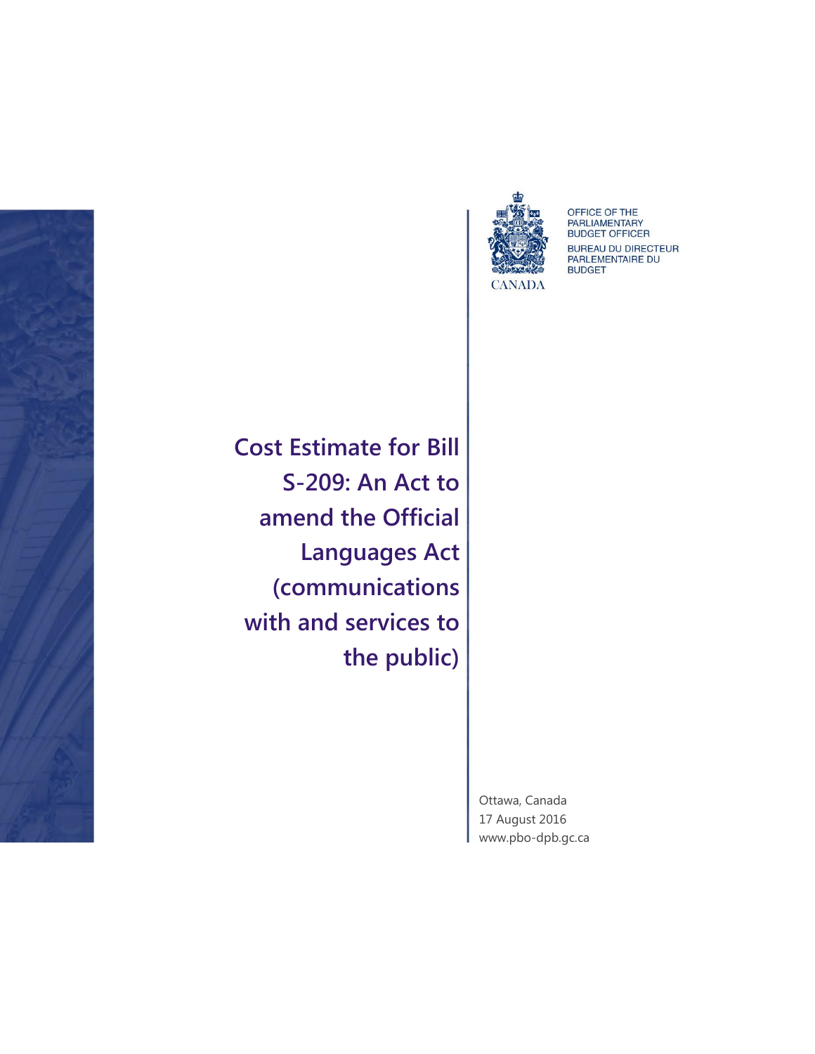OFFICE OF THE PARLIAMENTARY BUDGET OFFICER

BUREAU DU DIRECTEUR PARLEMENTAIRE DU BUDGET

CANADA

# Cost Estimate for Bill S-209: An Act to amend the Official Languages Act (communications with and services to the public)

Ottawa, Canada
17 August 2016
www.pbo-dpb.gc.ca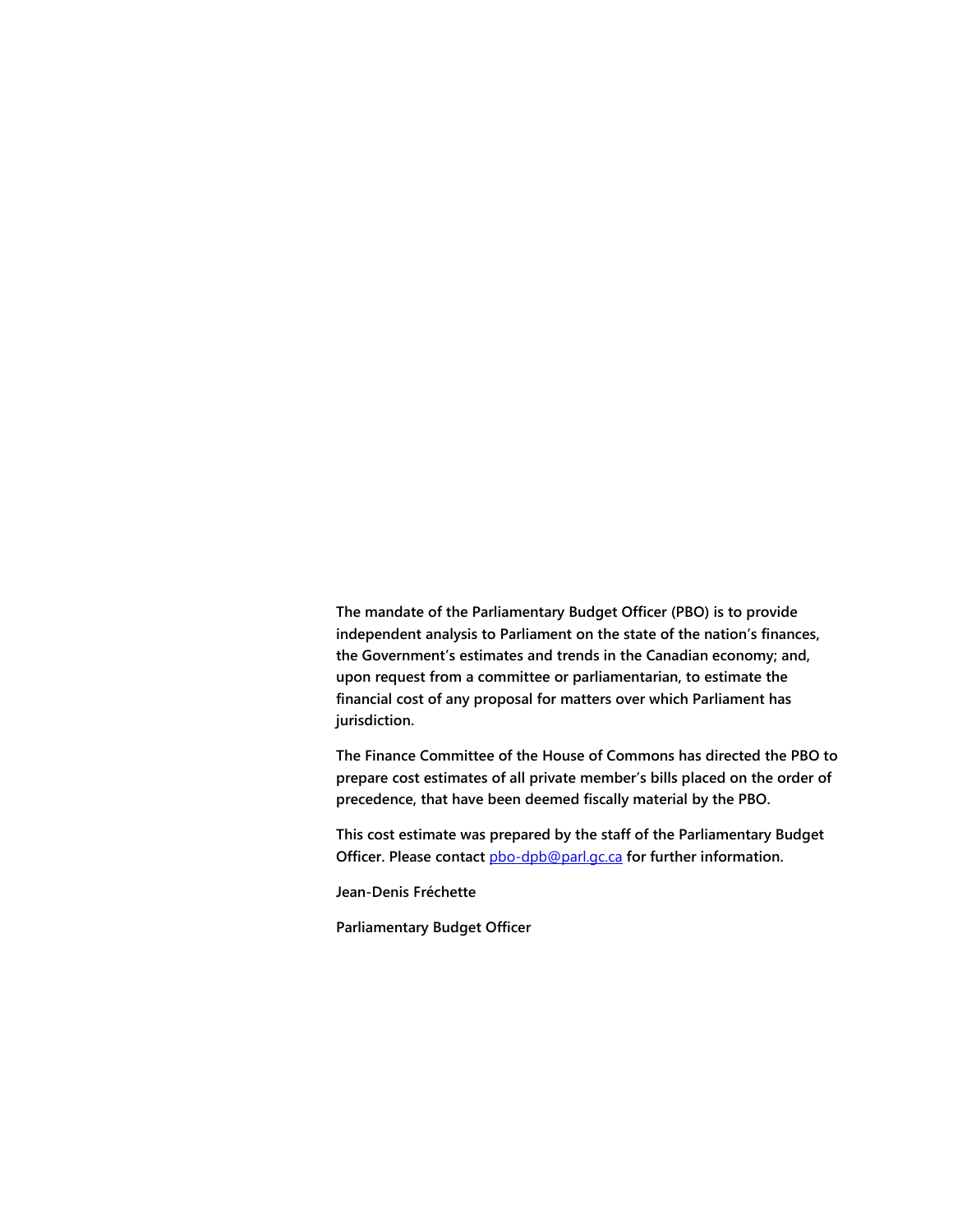**The mandate of the Parliamentary Budget Officer (PBO) is to provide independent analysis to Parliament on the state of the nation's finances, the Government's estimates and trends in the Canadian economy; and, upon request from a committee or parliamentarian, to estimate the financial cost of any proposal for matters over which Parliament has jurisdiction.**

**The Finance Committee of the House of Commons has directed the PBO to prepare cost estimates of all private member's bills placed on the order of precedence, that have been deemed fiscally material by the PBO.**

**This cost estimate was prepared by the staff of the Parliamentary Budget Officer. Please contact [pbo-dpb@parl.gc.ca](mailto:pbo-dpb@parl.gc.ca) for further information.**

**Jean-Denis Fréchette**

**Parliamentary Budget Officer**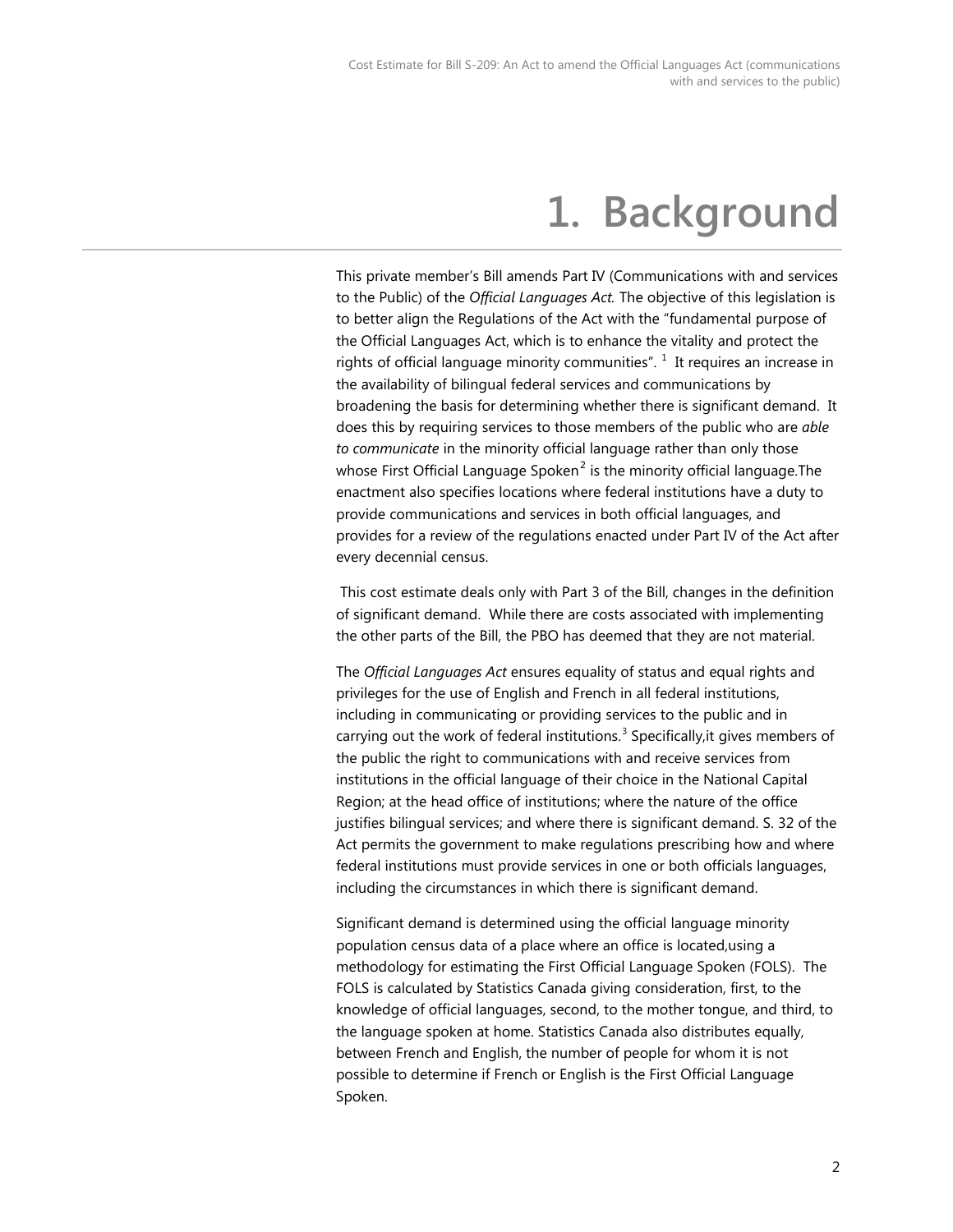# 1. Background

This private member's Bill amends Part IV (Communications with and services to the Public) of the *Official Languages Act*. The objective of this legislation is to better align the Regulations of the Act with the "fundamental purpose of the Official Languages Act, which is to enhance the vitality and protect the rights of official language minority communities". [1] It requires an increase in the availability of bilingual federal services and communications by broadening the basis for determining whether there is significant demand. It does this by requiring services to those members of the public who are *able to communicate* in the minority official language rather than only those whose First Official Language Spoken[2] is the minority official language.The enactment also specifies locations where federal institutions have a duty to provide communications and services in both official languages, and provides for a review of the regulations enacted under Part IV of the Act after every decennial census.

This cost estimate deals only with Part 3 of the Bill, changes in the definition of significant demand. While there are costs associated with implementing the other parts of the Bill, the PBO has deemed that they are not material.

The *Official Languages Act* ensures equality of status and equal rights and privileges for the use of English and French in all federal institutions, including in communicating or providing services to the public and in carrying out the work of federal institutions.[3] Specifically,it gives members of the public the right to communications with and receive services from institutions in the official language of their choice in the National Capital Region; at the head office of institutions; where the nature of the office justifies bilingual services; and where there is significant demand. S. 32 of the Act permits the government to make regulations prescribing how and where federal institutions must provide services in one or both officials languages, including the circumstances in which there is significant demand.

Significant demand is determined using the official language minority population census data of a place where an office is located,using a methodology for estimating the First Official Language Spoken (FOLS). The FOLS is calculated by Statistics Canada giving consideration, first, to the knowledge of official languages, second, to the mother tongue, and third, to the language spoken at home. Statistics Canada also distributes equally, between French and English, the number of people for whom it is not possible to determine if French or English is the First Official Language Spoken.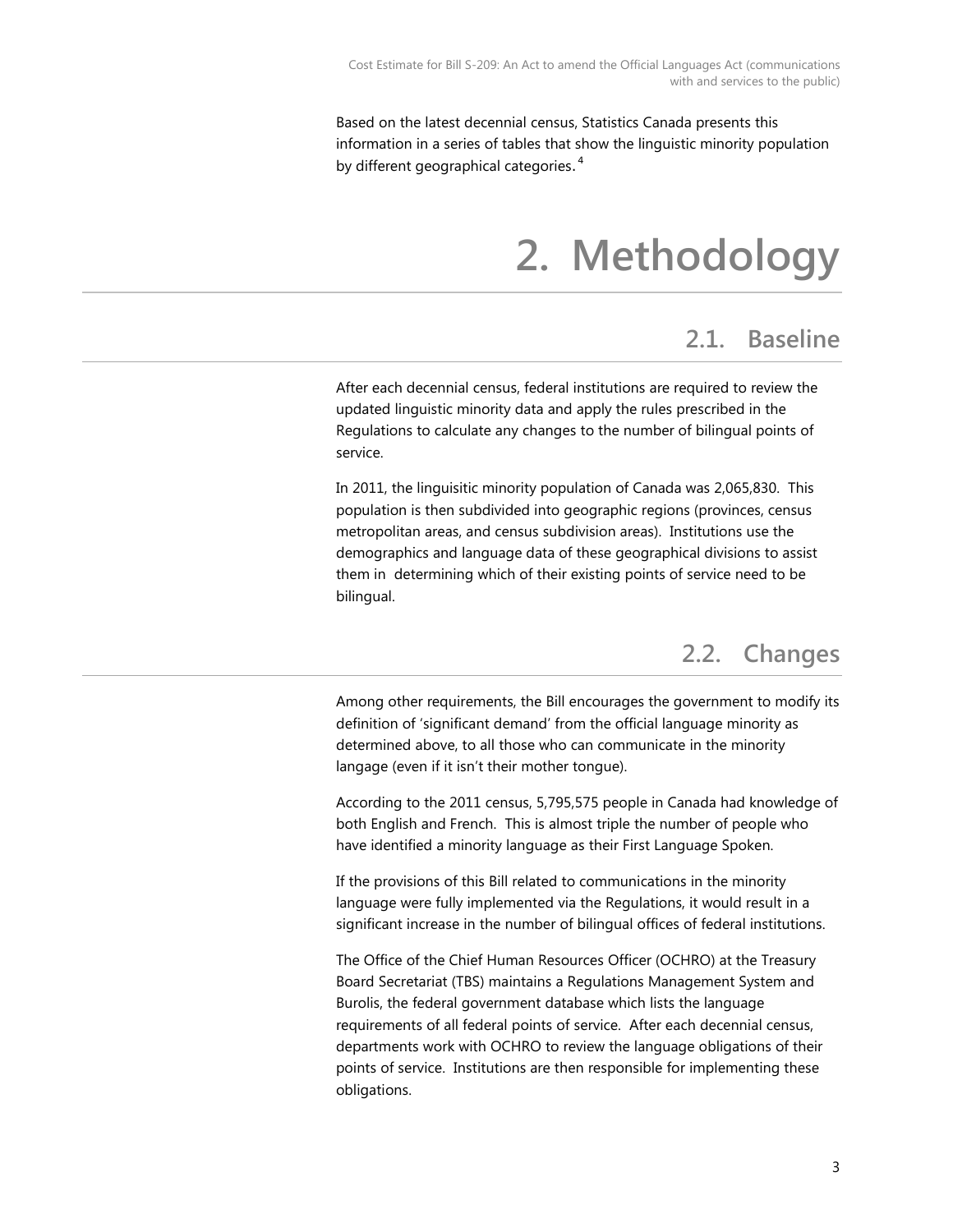Based on the latest decennial census, Statistics Canada presents this information in a series of tables that show the linguistic minority population by different geographical categories.[4]

# 2. Methodology

## 2.1. Baseline

After each decennial census, federal institutions are required to review the updated linguistic minority data and apply the rules prescribed in the Regulations to calculate any changes to the number of bilingual points of service.

In 2011, the linguisitic minority population of Canada was 2,065,830. This population is then subdivided into geographic regions (provinces, census metropolitan areas, and census subdivision areas). Institutions use the demographics and language data of these geographical divisions to assist them in determining which of their existing points of service need to be bilingual.

## 2.2. Changes

Among other requirements, the Bill encourages the government to modify its definition of 'significant demand' from the official language minority as determined above, to all those who can communicate in the minority langage (even if it isn't their mother tongue).

According to the 2011 census, 5,795,575 people in Canada had knowledge of both English and French. This is almost triple the number of people who have identified a minority language as their First Language Spoken.

If the provisions of this Bill related to communications in the minority language were fully implemented via the Regulations, it would result in a significant increase in the number of bilingual offices of federal institutions.

The Office of the Chief Human Resources Officer (OCHRO) at the Treasury Board Secretariat (TBS) maintains a Regulations Management System and Burolis, the federal government database which lists the language requirements of all federal points of service. After each decennial census, departments work with OCHRO to review the language obligations of their points of service. Institutions are then responsible for implementing these obligations.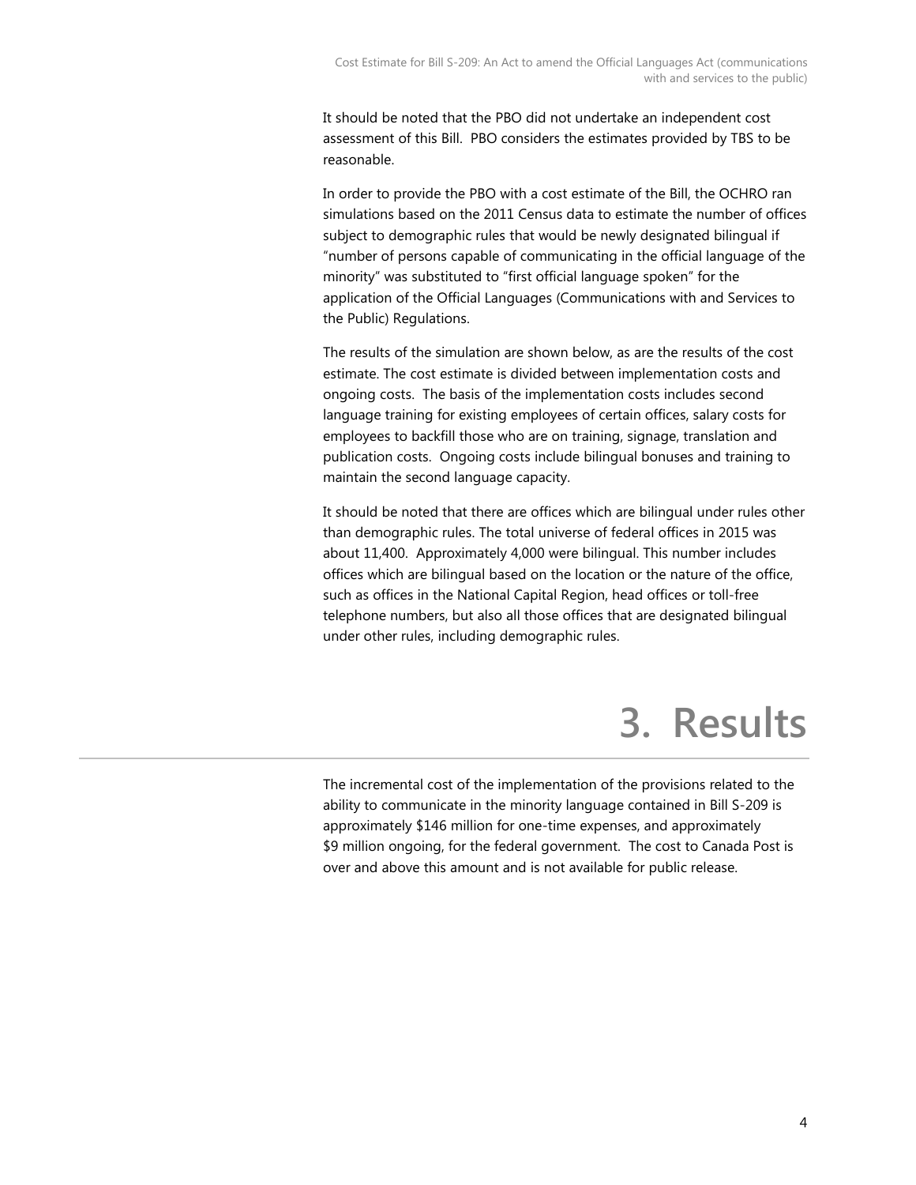It should be noted that the PBO did not undertake an independent cost assessment of this Bill. PBO considers the estimates provided by TBS to be reasonable.

In order to provide the PBO with a cost estimate of the Bill, the OCHRO ran simulations based on the 2011 Census data to estimate the number of offices subject to demographic rules that would be newly designated bilingual if "number of persons capable of communicating in the official language of the minority" was substituted to "first official language spoken" for the application of the Official Languages (Communications with and Services to the Public) Regulations.

The results of the simulation are shown below, as are the results of the cost estimate. The cost estimate is divided between implementation costs and ongoing costs. The basis of the implementation costs includes second language training for existing employees of certain offices, salary costs for employees to backfill those who are on training, signage, translation and publication costs. Ongoing costs include bilingual bonuses and training to maintain the second language capacity.

It should be noted that there are offices which are bilingual under rules other than demographic rules. The total universe of federal offices in 2015 was about 11,400. Approximately 4,000 were bilingual. This number includes offices which are bilingual based on the location or the nature of the office, such as offices in the National Capital Region, head offices or toll-free telephone numbers, but also all those offices that are designated bilingual under other rules, including demographic rules.

# 3. Results

The incremental cost of the implementation of the provisions related to the ability to communicate in the minority language contained in Bill S-209 is approximately $146 million for one-time expenses, and approximately $9 million ongoing, for the federal government. The cost to Canada Post is over and above this amount and is not available for public release.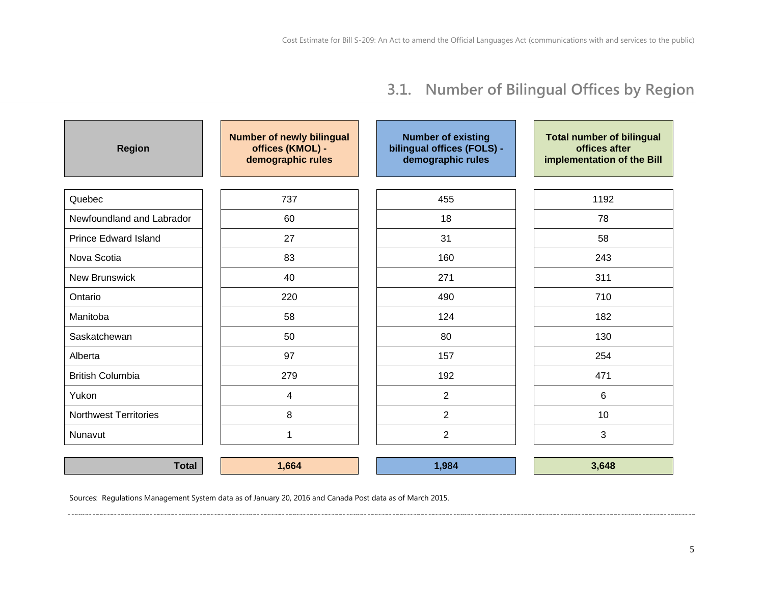## 3.1. Number of Bilingual Offices by Region

| Region | Number of newly bilingual offices (KMOL) - demographic rules | Number of existing bilingual offices (FOLS) - demographic rules | Total number of bilingual offices after implementation of the Bill |
|---|---|---|---|
| Quebec | 737 | 455 | 1192 |
| Newfoundland and Labrador | 60 | 18 | 78 |
| Prince Edward Island | 27 | 31 | 58 |
| Nova Scotia | 83 | 160 | 243 |
| New Brunswick | 40 | 271 | 311 |
| Ontario | 220 | 490 | 710 |
| Manitoba | 58 | 124 | 182 |
| Saskatchewan | 50 | 80 | 130 |
| Alberta | 97 | 157 | 254 |
| British Columbia | 279 | 192 | 471 |
| Yukon | 4 | 2 | 6 |
| Northwest Territories | 8 | 2 | 10 |
| Nunavut | 1 | 2 | 3 |
| **Total** | **1,664** | **1,984** | **3,648** |

Sources: Regulations Management System data as of January 20, 2016 and Canada Post data as of March 2015.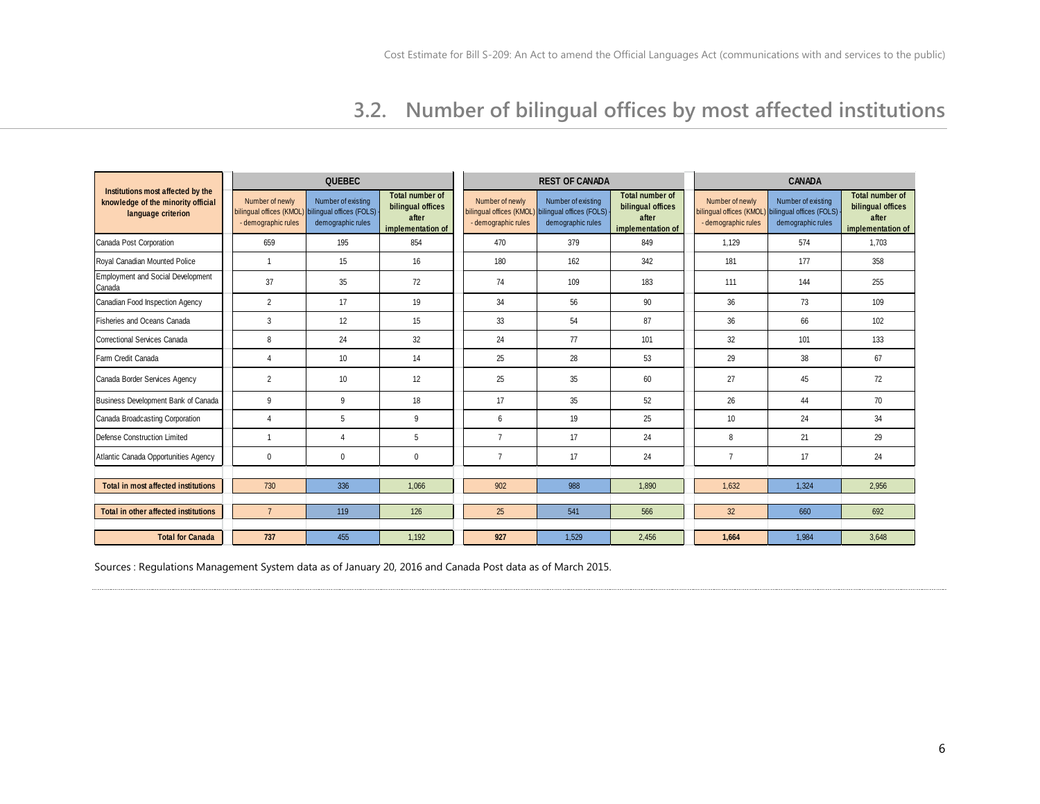## 3.2. Number of bilingual offices by most affected institutions

| Institutions most affected by the knowledge of the minority official language criterion | QUEBEC | | | REST OF CANADA | | | CANADA | | |
|---|---|---|---|---|---|---|---|---|---|
| | Number of newly bilingual offices (KMOL) - demographic rules | Number of existing bilingual offices (FOLS) - demographic rules | Total number of bilingual offices after implementation of | Number of newly bilingual offices (KMOL) - demographic rules | Number of existing bilingual offices (FOLS) - demographic rules | Total number of bilingual offices after implementation of | Number of newly bilingual offices (KMOL) - demographic rules | Number of existing bilingual offices (FOLS) - demographic rules | Total number of bilingual offices after implementation of |
| Canada Post Corporation | 659 | 195 | 854 | 470 | 379 | 849 | 1,129 | 574 | 1,703 |
| Royal Canadian Mounted Police | 1 | 15 | 16 | 180 | 162 | 342 | 181 | 177 | 358 |
| Employment and Social Development Canada | 37 | 35 | 72 | 74 | 109 | 183 | 111 | 144 | 255 |
| Canadian Food Inspection Agency | 2 | 17 | 19 | 34 | 56 | 90 | 36 | 73 | 109 |
| Fisheries and Oceans Canada | 3 | 12 | 15 | 33 | 54 | 87 | 36 | 66 | 102 |
| Correctional Services Canada | 8 | 24 | 32 | 24 | 77 | 101 | 32 | 101 | 133 |
| Farm Credit Canada | 4 | 10 | 14 | 25 | 28 | 53 | 29 | 38 | 67 |
| Canada Border Services Agency | 2 | 10 | 12 | 25 | 35 | 60 | 27 | 45 | 72 |
| Business Development Bank of Canada | 9 | 9 | 18 | 17 | 35 | 52 | 26 | 44 | 70 |
| Canada Broadcasting Corporation | 4 | 5 | 9 | 6 | 19 | 25 | 10 | 24 | 34 |
| Defense Construction Limited | 1 | 4 | 5 | 7 | 17 | 24 | 8 | 21 | 29 |
| Atlantic Canada Opportunities Agency | 0 | 0 | 0 | 7 | 17 | 24 | 7 | 17 | 24 |
| **Total in most affected institutions** | 730 | 336 | 1,066 | 902 | 988 | 1,890 | 1,632 | 1,324 | 2,956 |
| **Total in other affected institutions** | 7 | 119 | 126 | 25 | 541 | 566 | 32 | 660 | 692 |
| **Total for Canada** | **737** | 455 | 1,192 | **927** | 1,529 | 2,456 | **1,664** | 1,984 | 3,648 |

Sources : Regulations Management System data as of January 20, 2016 and Canada Post data as of March 2015.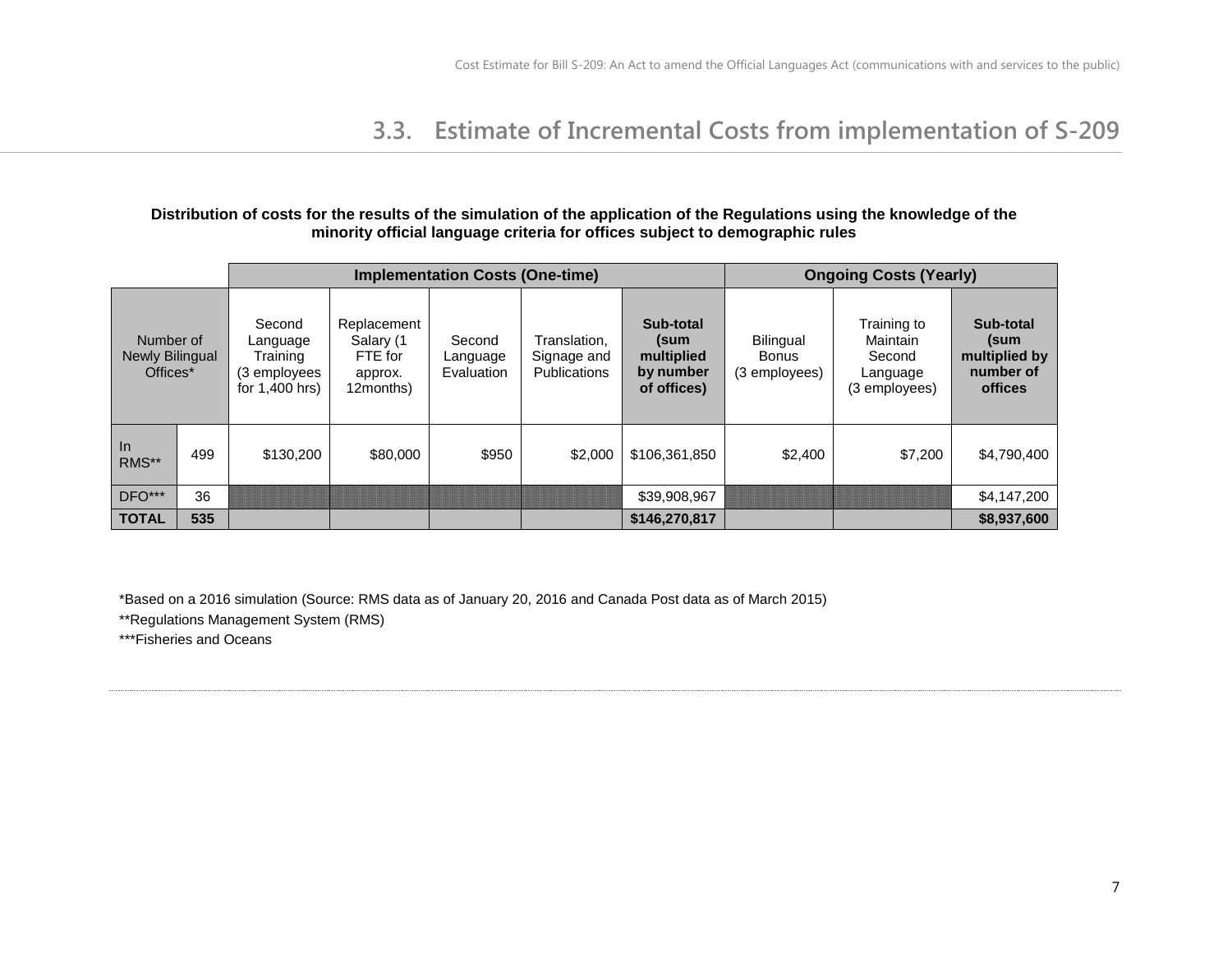## 3.3. Estimate of Incremental Costs from implementation of S-209

**Distribution of costs for the results of the simulation of the application of the Regulations using the knowledge of the minority official language criteria for offices subject to demographic rules**

| | | Implementation Costs (One-time) | | | | | Ongoing Costs (Yearly) | | |
|---|---|---|---|---|---|---|---|---|---|
| Number of Newly Bilingual Offices* | | Second Language Training (3 employees for 1,400 hrs) | Replacement Salary (1 FTE for approx. 12months) | Second Language Evaluation | Translation, Signage and Publications | **Sub-total (sum multiplied by number of offices)** | Bilingual Bonus (3 employees) | Training to Maintain Second Language (3 employees) | **Sub-total (sum multiplied by number of offices** |
| In RMS** | 499 | $130,200 | $80,000 | $950 | $2,000 | $106,361,850 | $2,400 | $7,200 | $4,790,400 |
| DFO*** | 36 | | | | | $39,908,967 | | | $4,147,200 |
| **TOTAL** | **535** | | | | | **$146,270,817** | | | **$8,937,600** |

*Based on a 2016 simulation (Source: RMS data as of January 20, 2016 and Canada Post data as of March 2015)

**Regulations Management System (RMS)

***Fisheries and Oceans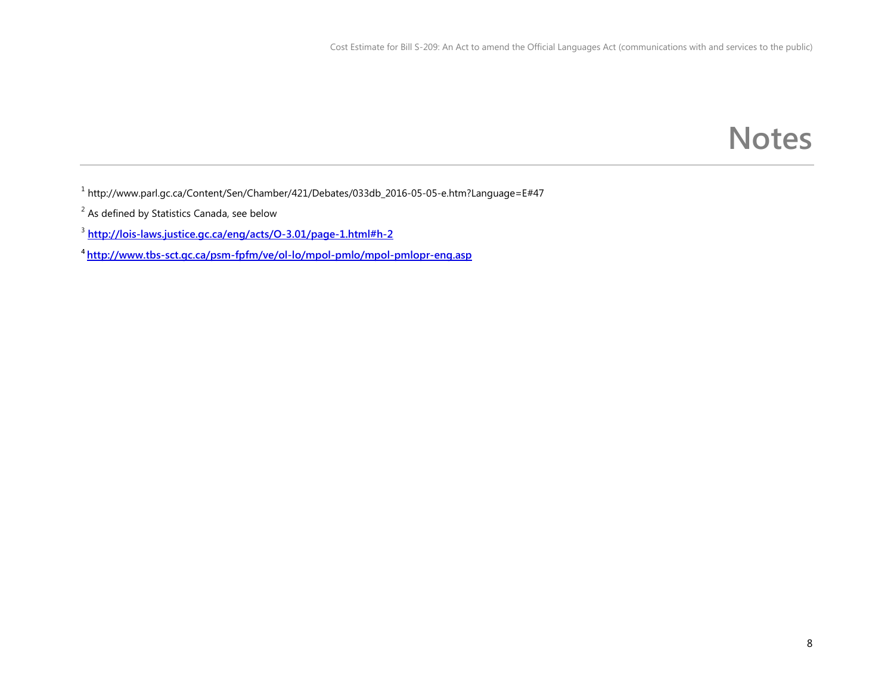# Notes

[1] http://www.parl.gc.ca/Content/Sen/Chamber/421/Debates/033db_2016-05-05-e.htm?Language=E#47

[2] As defined by Statistics Canada, see below

[3] **http://lois-laws.justice.gc.ca/eng/acts/O-3.01/page-1.html#h-2**

[4] **http://www.tbs-sct.gc.ca/psm-fpfm/ve/ol-lo/mpol-pmlo/mpol-pmlopr-eng.asp**